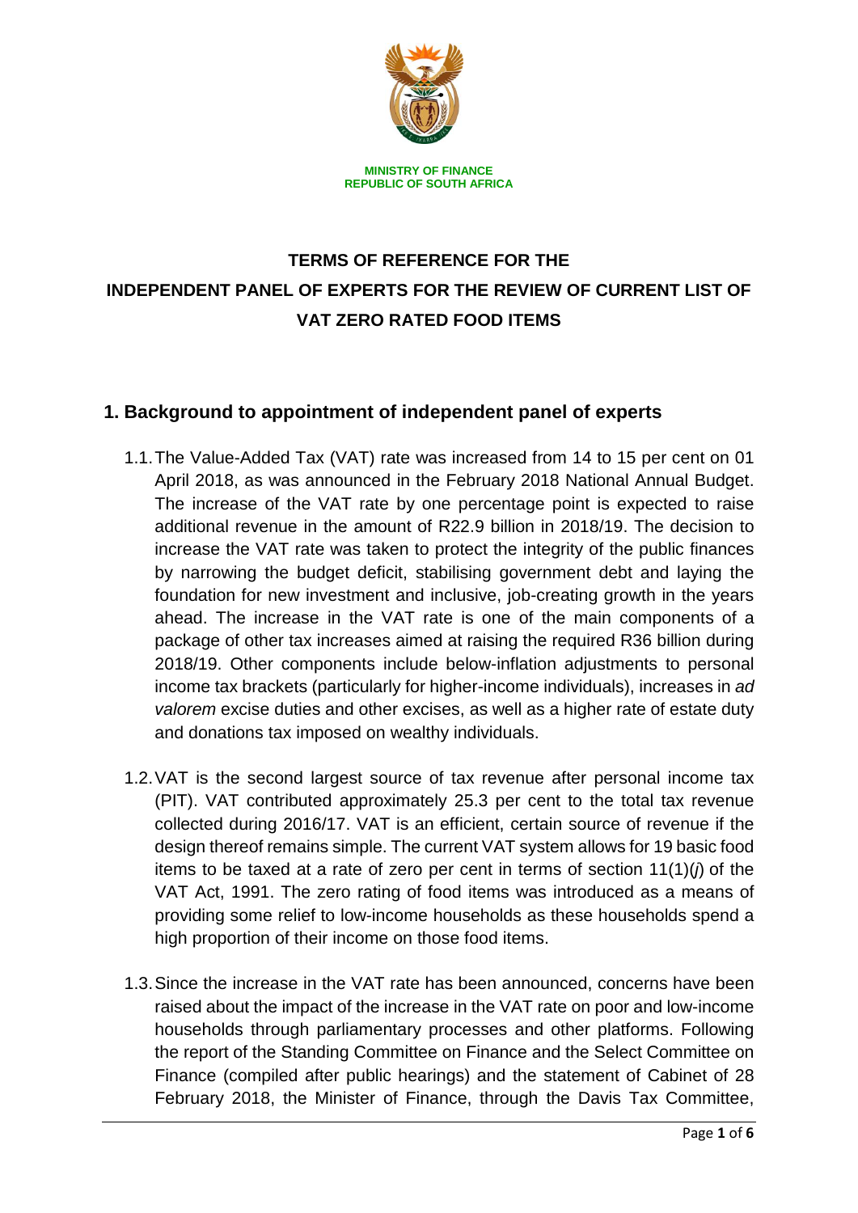**MINISTRY OF FINANCE**
**REPUBLIC OF SOUTH AFRICA**

# TERMS OF REFERENCE FOR THE INDEPENDENT PANEL OF EXPERTS FOR THE REVIEW OF CURRENT LIST OF VAT ZERO RATED FOOD ITEMS

## 1. Background to appointment of independent panel of experts

1.1. The Value-Added Tax (VAT) rate was increased from 14 to 15 per cent on 01 April 2018, as was announced in the February 2018 National Annual Budget. The increase of the VAT rate by one percentage point is expected to raise additional revenue in the amount of R22.9 billion in 2018/19. The decision to increase the VAT rate was taken to protect the integrity of the public finances by narrowing the budget deficit, stabilising government debt and laying the foundation for new investment and inclusive, job-creating growth in the years ahead. The increase in the VAT rate is one of the main components of a package of other tax increases aimed at raising the required R36 billion during 2018/19. Other components include below-inflation adjustments to personal income tax brackets (particularly for higher-income individuals), increases in *ad valorem* excise duties and other excises, as well as a higher rate of estate duty and donations tax imposed on wealthy individuals.

1.2. VAT is the second largest source of tax revenue after personal income tax (PIT). VAT contributed approximately 25.3 per cent to the total tax revenue collected during 2016/17. VAT is an efficient, certain source of revenue if the design thereof remains simple. The current VAT system allows for 19 basic food items to be taxed at a rate of zero per cent in terms of section 11(1)(*j*) of the VAT Act, 1991. The zero rating of food items was introduced as a means of providing some relief to low-income households as these households spend a high proportion of their income on those food items.

1.3. Since the increase in the VAT rate has been announced, concerns have been raised about the impact of the increase in the VAT rate on poor and low-income households through parliamentary processes and other platforms. Following the report of the Standing Committee on Finance and the Select Committee on Finance (compiled after public hearings) and the statement of Cabinet of 28 February 2018, the Minister of Finance, through the Davis Tax Committee,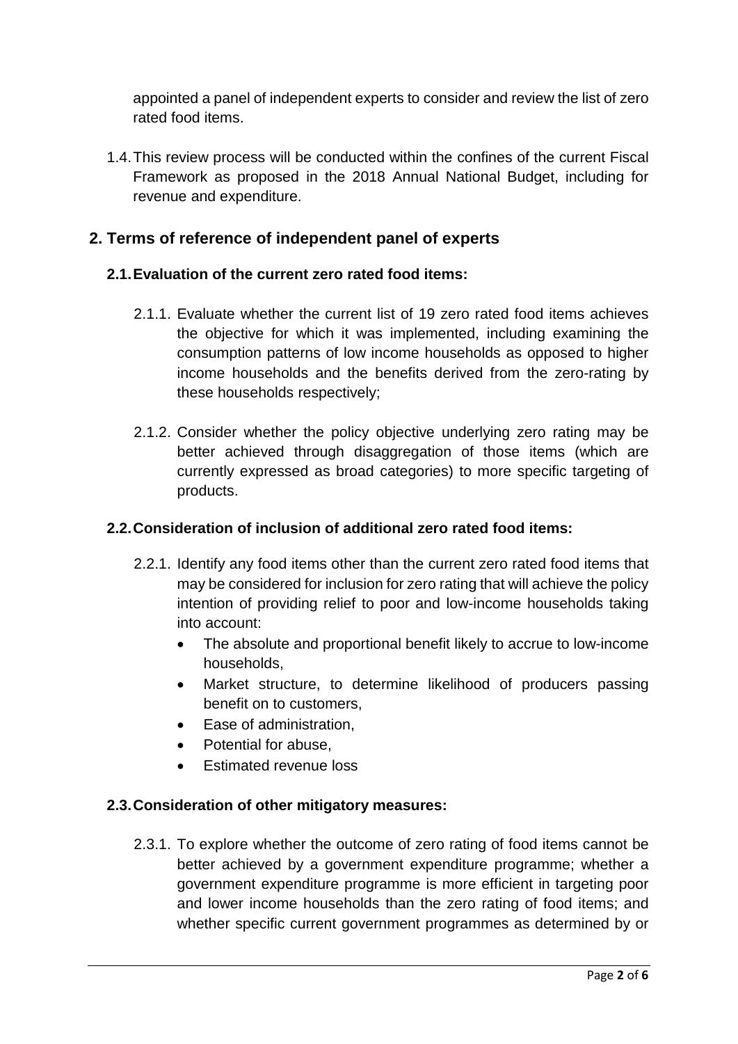appointed a panel of independent experts to consider and review the list of zero rated food items.

1.4. This review process will be conducted within the confines of the current Fiscal Framework as proposed in the 2018 Annual National Budget, including for revenue and expenditure.

## 2. Terms of reference of independent panel of experts

### 2.1. Evaluation of the current zero rated food items:

2.1.1. Evaluate whether the current list of 19 zero rated food items achieves the objective for which it was implemented, including examining the consumption patterns of low income households as opposed to higher income households and the benefits derived from the zero-rating by these households respectively;

2.1.2. Consider whether the policy objective underlying zero rating may be better achieved through disaggregation of those items (which are currently expressed as broad categories) to more specific targeting of products.

### 2.2. Consideration of inclusion of additional zero rated food items:

2.2.1. Identify any food items other than the current zero rated food items that may be considered for inclusion for zero rating that will achieve the policy intention of providing relief to poor and low-income households taking into account:

- The absolute and proportional benefit likely to accrue to low-income households,
- Market structure, to determine likelihood of producers passing benefit on to customers,
- Ease of administration,
- Potential for abuse,
- Estimated revenue loss

### 2.3. Consideration of other mitigatory measures:

2.3.1. To explore whether the outcome of zero rating of food items cannot be better achieved by a government expenditure programme; whether a government expenditure programme is more efficient in targeting poor and lower income households than the zero rating of food items; and whether specific current government programmes as determined by or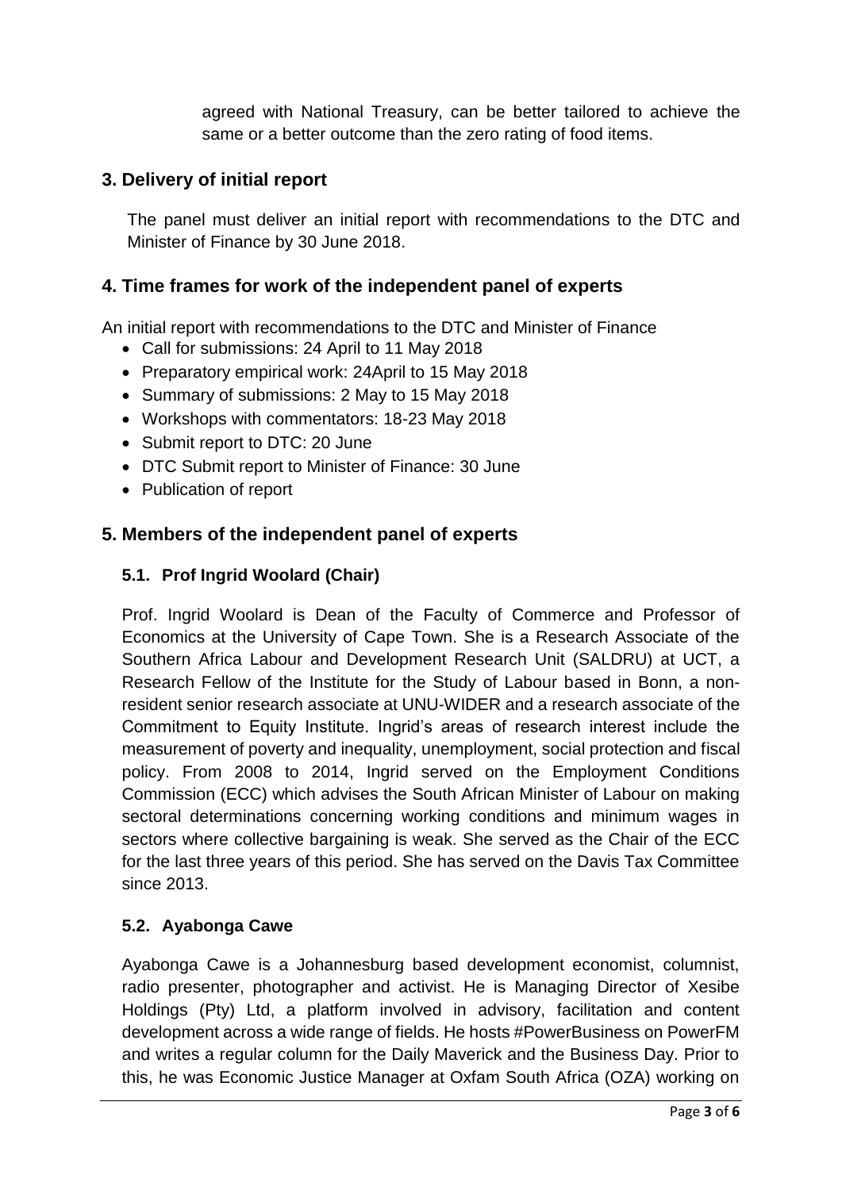agreed with National Treasury, can be better tailored to achieve the same or a better outcome than the zero rating of food items.

## 3. Delivery of initial report

The panel must deliver an initial report with recommendations to the DTC and Minister of Finance by 30 June 2018.

## 4. Time frames for work of the independent panel of experts

An initial report with recommendations to the DTC and Minister of Finance

- Call for submissions: 24 April to 11 May 2018
- Preparatory empirical work: 24April to 15 May 2018
- Summary of submissions: 2 May to 15 May 2018
- Workshops with commentators: 18-23 May 2018
- Submit report to DTC: 20 June
- DTC Submit report to Minister of Finance: 30 June
- Publication of report

## 5. Members of the independent panel of experts

### 5.1. Prof Ingrid Woolard (Chair)

Prof. Ingrid Woolard is Dean of the Faculty of Commerce and Professor of Economics at the University of Cape Town. She is a Research Associate of the Southern Africa Labour and Development Research Unit (SALDRU) at UCT, a Research Fellow of the Institute for the Study of Labour based in Bonn, a non-resident senior research associate at UNU-WIDER and a research associate of the Commitment to Equity Institute. Ingrid's areas of research interest include the measurement of poverty and inequality, unemployment, social protection and fiscal policy. From 2008 to 2014, Ingrid served on the Employment Conditions Commission (ECC) which advises the South African Minister of Labour on making sectoral determinations concerning working conditions and minimum wages in sectors where collective bargaining is weak. She served as the Chair of the ECC for the last three years of this period. She has served on the Davis Tax Committee since 2013.

### 5.2. Ayabonga Cawe

Ayabonga Cawe is a Johannesburg based development economist, columnist, radio presenter, photographer and activist. He is Managing Director of Xesibe Holdings (Pty) Ltd, a platform involved in advisory, facilitation and content development across a wide range of fields. He hosts #PowerBusiness on PowerFM and writes a regular column for the Daily Maverick and the Business Day. Prior to this, he was Economic Justice Manager at Oxfam South Africa (OZA) working on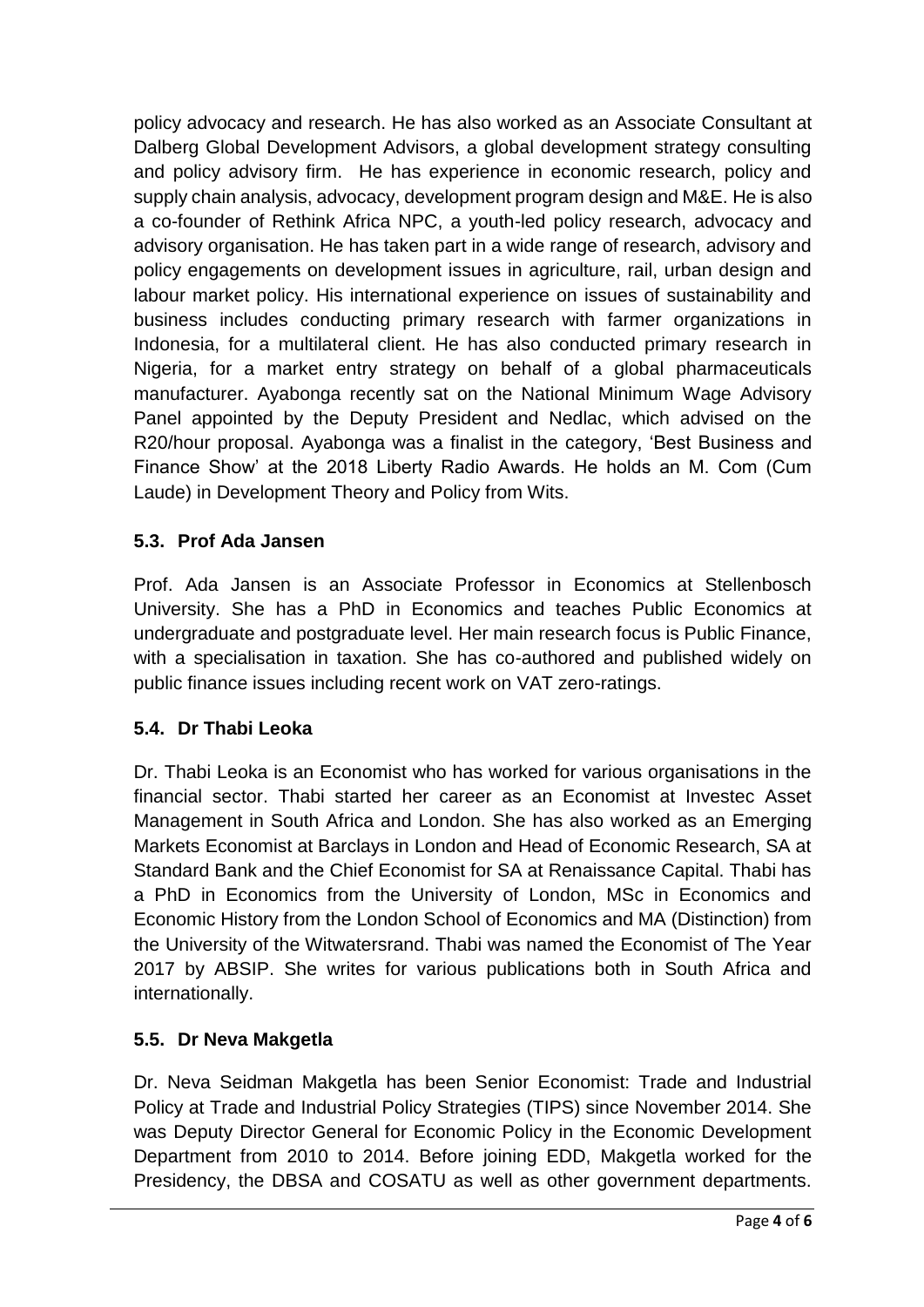policy advocacy and research. He has also worked as an Associate Consultant at Dalberg Global Development Advisors, a global development strategy consulting and policy advisory firm. He has experience in economic research, policy and supply chain analysis, advocacy, development program design and M&E. He is also a co-founder of Rethink Africa NPC, a youth-led policy research, advocacy and advisory organisation. He has taken part in a wide range of research, advisory and policy engagements on development issues in agriculture, rail, urban design and labour market policy. His international experience on issues of sustainability and business includes conducting primary research with farmer organizations in Indonesia, for a multilateral client. He has also conducted primary research in Nigeria, for a market entry strategy on behalf of a global pharmaceuticals manufacturer. Ayabonga recently sat on the National Minimum Wage Advisory Panel appointed by the Deputy President and Nedlac, which advised on the R20/hour proposal. Ayabonga was a finalist in the category, 'Best Business and Finance Show' at the 2018 Liberty Radio Awards. He holds an M. Com (Cum Laude) in Development Theory and Policy from Wits.

### 5.3. Prof Ada Jansen

Prof. Ada Jansen is an Associate Professor in Economics at Stellenbosch University. She has a PhD in Economics and teaches Public Economics at undergraduate and postgraduate level. Her main research focus is Public Finance, with a specialisation in taxation. She has co-authored and published widely on public finance issues including recent work on VAT zero-ratings.

### 5.4. Dr Thabi Leoka

Dr. Thabi Leoka is an Economist who has worked for various organisations in the financial sector. Thabi started her career as an Economist at Investec Asset Management in South Africa and London. She has also worked as an Emerging Markets Economist at Barclays in London and Head of Economic Research, SA at Standard Bank and the Chief Economist for SA at Renaissance Capital. Thabi has a PhD in Economics from the University of London, MSc in Economics and Economic History from the London School of Economics and MA (Distinction) from the University of the Witwatersrand. Thabi was named the Economist of The Year 2017 by ABSIP. She writes for various publications both in South Africa and internationally.

### 5.5. Dr Neva Makgetla

Dr. Neva Seidman Makgetla has been Senior Economist: Trade and Industrial Policy at Trade and Industrial Policy Strategies (TIPS) since November 2014. She was Deputy Director General for Economic Policy in the Economic Development Department from 2010 to 2014. Before joining EDD, Makgetla worked for the Presidency, the DBSA and COSATU as well as other government departments.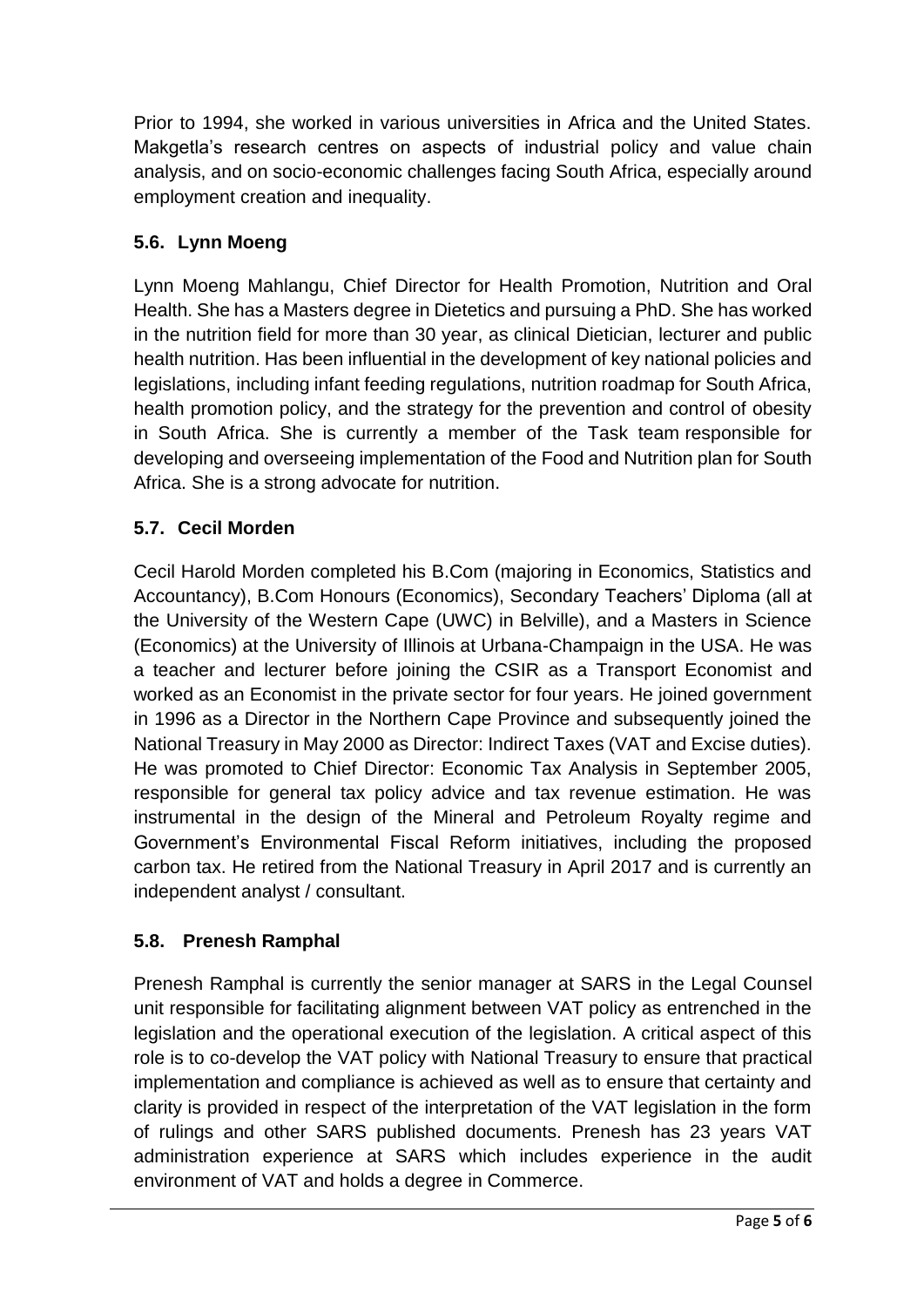Prior to 1994, she worked in various universities in Africa and the United States. Makgetla's research centres on aspects of industrial policy and value chain analysis, and on socio-economic challenges facing South Africa, especially around employment creation and inequality.

### 5.6. Lynn Moeng

Lynn Moeng Mahlangu, Chief Director for Health Promotion, Nutrition and Oral Health. She has a Masters degree in Dietetics and pursuing a PhD. She has worked in the nutrition field for more than 30 year, as clinical Dietician, lecturer and public health nutrition. Has been influential in the development of key national policies and legislations, including infant feeding regulations, nutrition roadmap for South Africa, health promotion policy, and the strategy for the prevention and control of obesity in South Africa. She is currently a member of the Task team responsible for developing and overseeing implementation of the Food and Nutrition plan for South Africa. She is a strong advocate for nutrition.

### 5.7. Cecil Morden

Cecil Harold Morden completed his B.Com (majoring in Economics, Statistics and Accountancy), B.Com Honours (Economics), Secondary Teachers' Diploma (all at the University of the Western Cape (UWC) in Belville), and a Masters in Science (Economics) at the University of Illinois at Urbana-Champaign in the USA. He was a teacher and lecturer before joining the CSIR as a Transport Economist and worked as an Economist in the private sector for four years. He joined government in 1996 as a Director in the Northern Cape Province and subsequently joined the National Treasury in May 2000 as Director: Indirect Taxes (VAT and Excise duties). He was promoted to Chief Director: Economic Tax Analysis in September 2005, responsible for general tax policy advice and tax revenue estimation. He was instrumental in the design of the Mineral and Petroleum Royalty regime and Government's Environmental Fiscal Reform initiatives, including the proposed carbon tax. He retired from the National Treasury in April 2017 and is currently an independent analyst / consultant.

### 5.8. Prenesh Ramphal

Prenesh Ramphal is currently the senior manager at SARS in the Legal Counsel unit responsible for facilitating alignment between VAT policy as entrenched in the legislation and the operational execution of the legislation. A critical aspect of this role is to co-develop the VAT policy with National Treasury to ensure that practical implementation and compliance is achieved as well as to ensure that certainty and clarity is provided in respect of the interpretation of the VAT legislation in the form of rulings and other SARS published documents. Prenesh has 23 years VAT administration experience at SARS which includes experience in the audit environment of VAT and holds a degree in Commerce.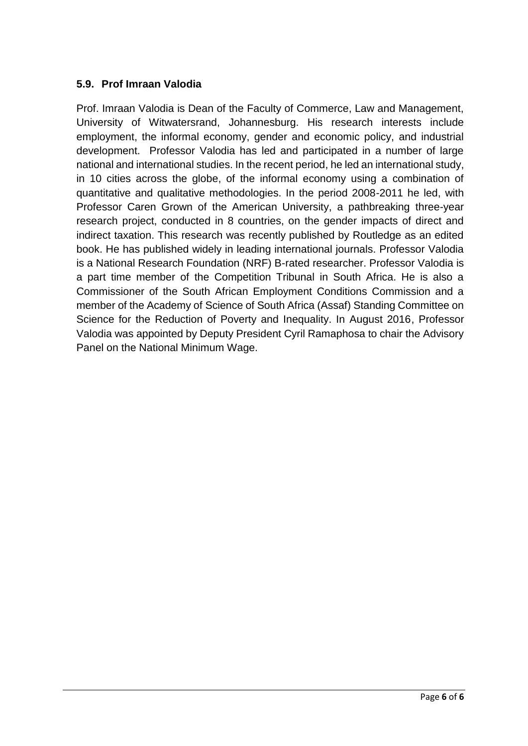## 5.9. Prof Imraan Valodia

Prof. Imraan Valodia is Dean of the Faculty of Commerce, Law and Management, University of Witwatersrand, Johannesburg. His research interests include employment, the informal economy, gender and economic policy, and industrial development. Professor Valodia has led and participated in a number of large national and international studies. In the recent period, he led an international study, in 10 cities across the globe, of the informal economy using a combination of quantitative and qualitative methodologies. In the period 2008-2011 he led, with Professor Caren Grown of the American University, a pathbreaking three-year research project, conducted in 8 countries, on the gender impacts of direct and indirect taxation. This research was recently published by Routledge as an edited book. He has published widely in leading international journals. Professor Valodia is a National Research Foundation (NRF) B-rated researcher. Professor Valodia is a part time member of the Competition Tribunal in South Africa. He is also a Commissioner of the South African Employment Conditions Commission and a member of the Academy of Science of South Africa (Assaf) Standing Committee on Science for the Reduction of Poverty and Inequality. In August 2016, Professor Valodia was appointed by Deputy President Cyril Ramaphosa to chair the Advisory Panel on the National Minimum Wage.